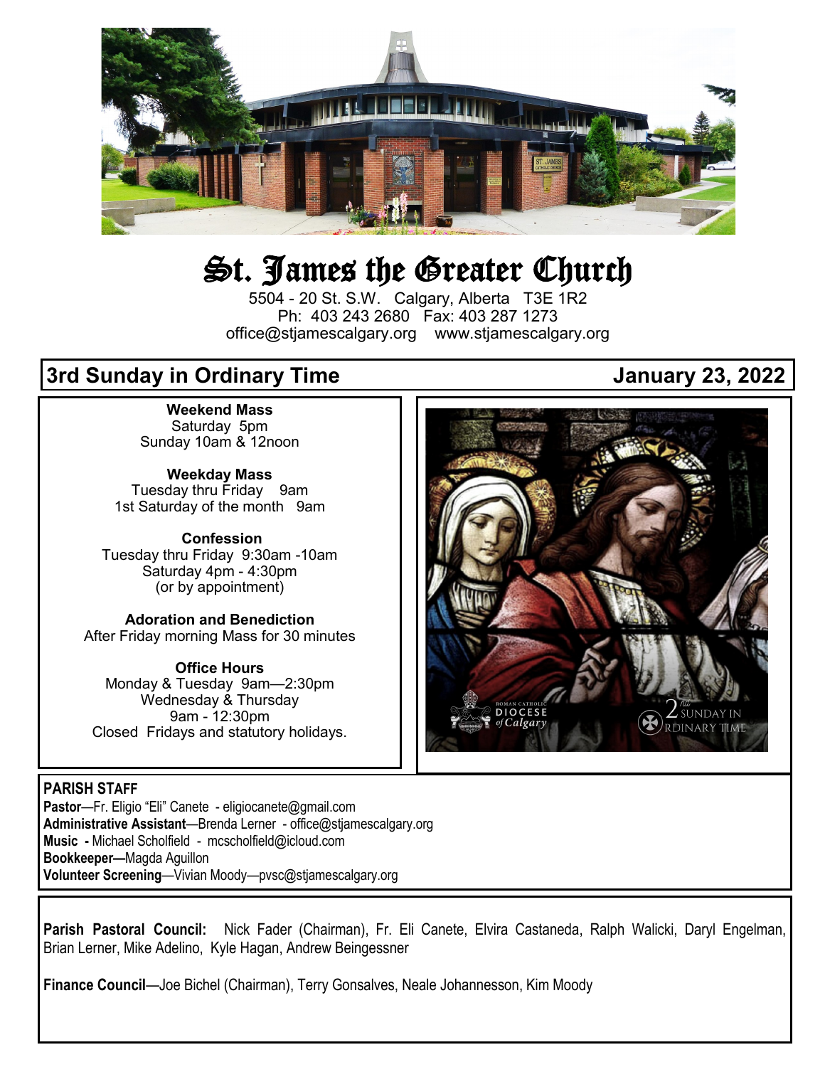# St. James the Greater Church

5504 - 20 St. S.W. Calgary, Alberta T3E 1R2
Ph: 403 243 2680 Fax: 403 287 1273
office@stjamescalgary.org www.stjamescalgary.org

## 3rd Sunday in Ordinary Time — January 23, 2022

**Weekend Mass**
Saturday 5pm
Sunday 10am & 12noon

**Weekday Mass**
Tuesday thru Friday 9am
1st Saturday of the month 9am

**Confession**
Tuesday thru Friday 9:30am -10am
Saturday 4pm - 4:30pm
(or by appointment)

**Adoration and Benediction**
After Friday morning Mass for 30 minutes

**Office Hours**
Monday & Tuesday 9am—2:30pm
Wednesday & Thursday
9am - 12:30pm
Closed Fridays and statutory holidays.

**PARISH STAFF**

**Pastor**—Fr. Eligio "Eli" Canete - eligiocanete@gmail.com
**Administrative Assistant**—Brenda Lerner - office@stjamescalgary.org
**Music -** Michael Scholfield - mcscholfield@icloud.com
**Bookkeeper—**Magda Aguillon
**Volunteer Screening**—Vivian Moody—pvsc@stjamescalgary.org

**Parish Pastoral Council:** Nick Fader (Chairman), Fr. Eli Canete, Elvira Castaneda, Ralph Walicki, Daryl Engelman, Brian Lerner, Mike Adelino, Kyle Hagan, Andrew Beingessner

**Finance Council**—Joe Bichel (Chairman), Terry Gonsalves, Neale Johannesson, Kim Moody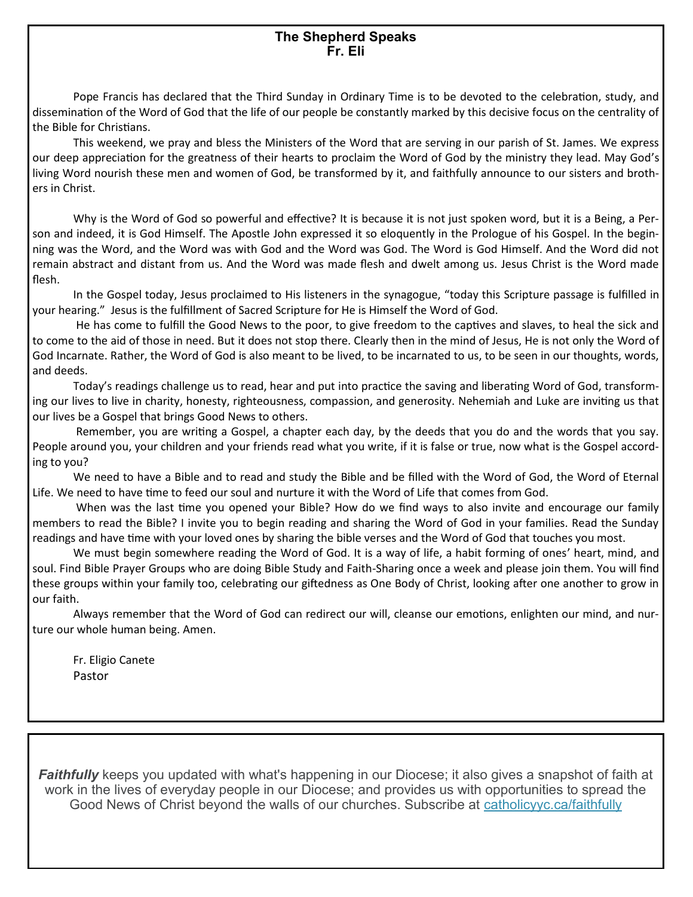## The Shepherd Speaks
### Fr. Eli

Pope Francis has declared that the Third Sunday in Ordinary Time is to be devoted to the celebration, study, and dissemination of the Word of God that the life of our people be constantly marked by this decisive focus on the centrality of the Bible for Christians.

This weekend, we pray and bless the Ministers of the Word that are serving in our parish of St. James. We express our deep appreciation for the greatness of their hearts to proclaim the Word of God by the ministry they lead. May God's living Word nourish these men and women of God, be transformed by it, and faithfully announce to our sisters and brothers in Christ.

Why is the Word of God so powerful and effective? It is because it is not just spoken word, but it is a Being, a Person and indeed, it is God Himself. The Apostle John expressed it so eloquently in the Prologue of his Gospel. In the beginning was the Word, and the Word was with God and the Word was God. The Word is God Himself. And the Word did not remain abstract and distant from us. And the Word was made flesh and dwelt among us. Jesus Christ is the Word made flesh.

In the Gospel today, Jesus proclaimed to His listeners in the synagogue, "today this Scripture passage is fulfilled in your hearing." Jesus is the fulfillment of Sacred Scripture for He is Himself the Word of God.

He has come to fulfill the Good News to the poor, to give freedom to the captives and slaves, to heal the sick and to come to the aid of those in need. But it does not stop there. Clearly then in the mind of Jesus, He is not only the Word of God Incarnate. Rather, the Word of God is also meant to be lived, to be incarnated to us, to be seen in our thoughts, words, and deeds.

Today's readings challenge us to read, hear and put into practice the saving and liberating Word of God, transforming our lives to live in charity, honesty, righteousness, compassion, and generosity. Nehemiah and Luke are inviting us that our lives be a Gospel that brings Good News to others.

Remember, you are writing a Gospel, a chapter each day, by the deeds that you do and the words that you say. People around you, your children and your friends read what you write, if it is false or true, now what is the Gospel according to you?

We need to have a Bible and to read and study the Bible and be filled with the Word of God, the Word of Eternal Life. We need to have time to feed our soul and nurture it with the Word of Life that comes from God.

When was the last time you opened your Bible? How do we find ways to also invite and encourage our family members to read the Bible? I invite you to begin reading and sharing the Word of God in your families. Read the Sunday readings and have time with your loved ones by sharing the bible verses and the Word of God that touches you most.

We must begin somewhere reading the Word of God. It is a way of life, a habit forming of ones' heart, mind, and soul. Find Bible Prayer Groups who are doing Bible Study and Faith-Sharing once a week and please join them. You will find these groups within your family too, celebrating our giftedness as One Body of Christ, looking after one another to grow in our faith.

Always remember that the Word of God can redirect our will, cleanse our emotions, enlighten our mind, and nurture our whole human being. Amen.

Fr. Eligio Canete
Pastor

***Faithfully*** keeps you updated with what's happening in our Diocese; it also gives a snapshot of faith at work in the lives of everyday people in our Diocese; and provides us with opportunities to spread the Good News of Christ beyond the walls of our churches. Subscribe at catholicyyc.ca/faithfully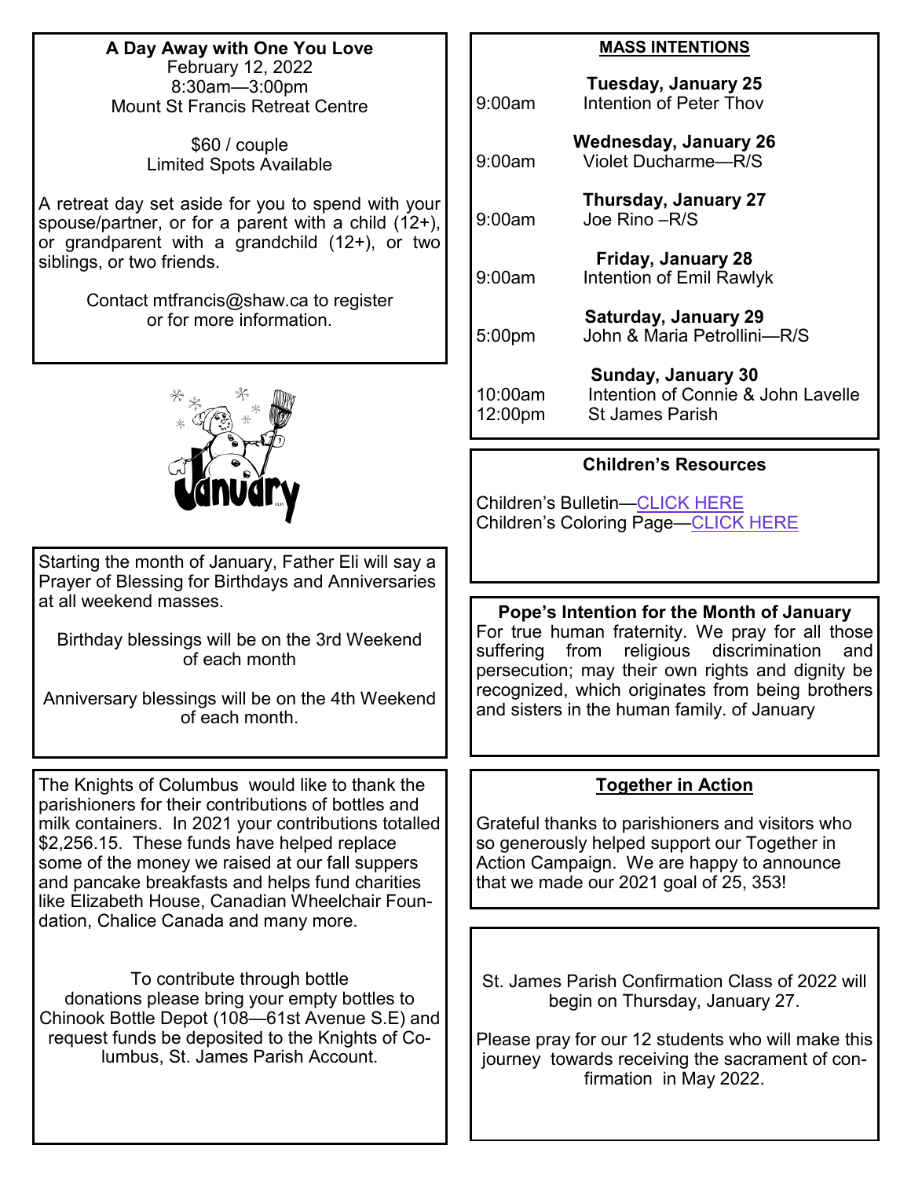**A Day Away with One You Love**
February 12, 2022
8:30am—3:00pm
Mount St Francis Retreat Centre

$60 / couple
Limited Spots Available

A retreat day set aside for you to spend with your spouse/partner, or for a parent with a child (12+), or grandparent with a grandchild (12+), or two siblings, or two friends.

Contact mtfrancis@shaw.ca to register or for more information.

Starting the month of January, Father Eli will say a Prayer of Blessing for Birthdays and Anniversaries at all weekend masses.

Birthday blessings will be on the 3rd Weekend of each month

Anniversary blessings will be on the 4th Weekend of each month.

The Knights of Columbus would like to thank the parishioners for their contributions of bottles and milk containers. In 2021 your contributions totalled $2,256.15. These funds have helped replace some of the money we raised at our fall suppers and pancake breakfasts and helps fund charities like Elizabeth House, Canadian Wheelchair Foundation, Chalice Canada and many more.

To contribute through bottle donations please bring your empty bottles to Chinook Bottle Depot (108—61st Avenue S.E) and request funds be deposited to the Knights of Columbus, St. James Parish Account.

## MASS INTENTIONS

**Tuesday, January 25**
9:00am Intention of Peter Thov

**Wednesday, January 26**
9:00am Violet Ducharme—R/S

**Thursday, January 27**
9:00am Joe Rino –R/S

**Friday, January 28**
9:00am Intention of Emil Rawlyk

**Saturday, January 29**
5:00pm John & Maria Petrollini—R/S

**Sunday, January 30**
10:00am Intention of Connie & John Lavelle
12:00pm St James Parish

**Children's Resources**

Children's Bulletin—CLICK HERE
Children's Coloring Page—CLICK HERE

**Pope's Intention for the Month of January**
For true human fraternity. We pray for all those suffering from religious discrimination and persecution; may their own rights and dignity be recognized, which originates from being brothers and sisters in the human family. of January

**Together in Action**

Grateful thanks to parishioners and visitors who so generously helped support our Together in Action Campaign. We are happy to announce that we made our 2021 goal of 25, 353!

St. James Parish Confirmation Class of 2022 will begin on Thursday, January 27.

Please pray for our 12 students who will make this journey towards receiving the sacrament of confirmation in May 2022.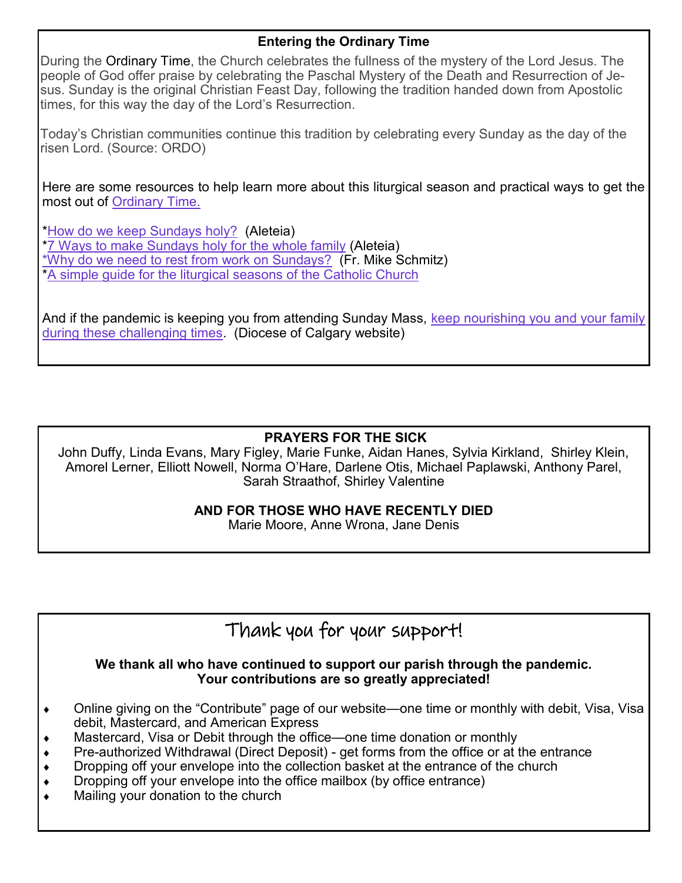## Entering the Ordinary Time

During the Ordinary Time, the Church celebrates the fullness of the mystery of the Lord Jesus. The people of God offer praise by celebrating the Paschal Mystery of the Death and Resurrection of Jesus. Sunday is the original Christian Feast Day, following the tradition handed down from Apostolic times, for this way the day of the Lord's Resurrection.

Today's Christian communities continue this tradition by celebrating every Sunday as the day of the risen Lord. (Source: ORDO)

Here are some resources to help learn more about this liturgical season and practical ways to get the most out of Ordinary Time.

*How do we keep Sundays holy? (Aleteia)
*7 Ways to make Sundays holy for the whole family (Aleteia)
*Why do we need to rest from work on Sundays? (Fr. Mike Schmitz)
*A simple guide for the liturgical seasons of the Catholic Church

And if the pandemic is keeping you from attending Sunday Mass, keep nourishing you and your family during these challenging times. (Diocese of Calgary website)

## PRAYERS FOR THE SICK

John Duffy, Linda Evans, Mary Figley, Marie Funke, Aidan Hanes, Sylvia Kirkland, Shirley Klein, Amorel Lerner, Elliott Nowell, Norma O'Hare, Darlene Otis, Michael Paplawski, Anthony Parel, Sarah Straathof, Shirley Valentine

## AND FOR THOSE WHO HAVE RECENTLY DIED

Marie Moore, Anne Wrona, Jane Denis

## Thank you for your support!

**We thank all who have continued to support our parish through the pandemic. Your contributions are so greatly appreciated!**

- Online giving on the "Contribute" page of our website—one time or monthly with debit, Visa, Visa debit, Mastercard, and American Express
- Mastercard, Visa or Debit through the office—one time donation or monthly
- Pre-authorized Withdrawal (Direct Deposit) - get forms from the office or at the entrance
- Dropping off your envelope into the collection basket at the entrance of the church
- Dropping off your envelope into the office mailbox (by office entrance)
- Mailing your donation to the church